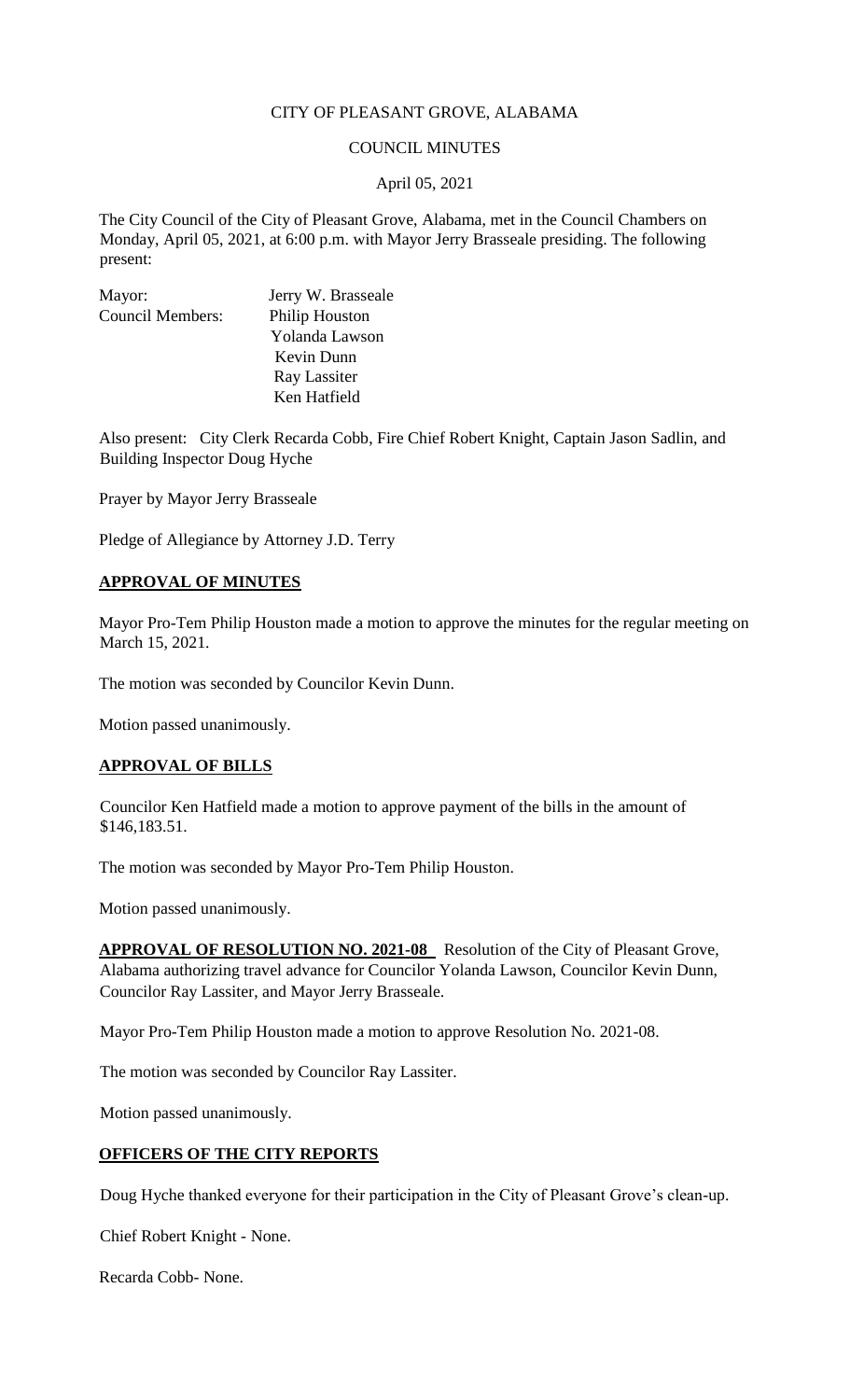CITY OF PLEASANT GROVE, ALABAMA

COUNCIL MINUTES

April 05, 2021

The City Council of the City of Pleasant Grove, Alabama, met in the Council Chambers on Monday, April 05, 2021, at 6:00 p.m. with Mayor Jerry Brasseale presiding. The following present:

Mayor: Jerry W. Brasseale
Council Members: Philip Houston
Yolanda Lawson
Kevin Dunn
Ray Lassiter
Ken Hatfield

Also present: City Clerk Recarda Cobb, Fire Chief Robert Knight, Captain Jason Sadlin, and Building Inspector Doug Hyche

Prayer by Mayor Jerry Brasseale

Pledge of Allegiance by Attorney J.D. Terry

**APPROVAL OF MINUTES**

Mayor Pro-Tem Philip Houston made a motion to approve the minutes for the regular meeting on March 15, 2021.

The motion was seconded by Councilor Kevin Dunn.

Motion passed unanimously.

**APPROVAL OF BILLS**

Councilor Ken Hatfield made a motion to approve payment of the bills in the amount of $146,183.51.

The motion was seconded by Mayor Pro-Tem Philip Houston.

Motion passed unanimously.

**APPROVAL OF RESOLUTION NO. 2021-08** Resolution of the City of Pleasant Grove, Alabama authorizing travel advance for Councilor Yolanda Lawson, Councilor Kevin Dunn, Councilor Ray Lassiter, and Mayor Jerry Brasseale.

Mayor Pro-Tem Philip Houston made a motion to approve Resolution No. 2021-08.

The motion was seconded by Councilor Ray Lassiter.

Motion passed unanimously.

**OFFICERS OF THE CITY REPORTS**

Doug Hyche thanked everyone for their participation in the City of Pleasant Grove's clean-up.

Chief Robert Knight - None.

Recarda Cobb- None.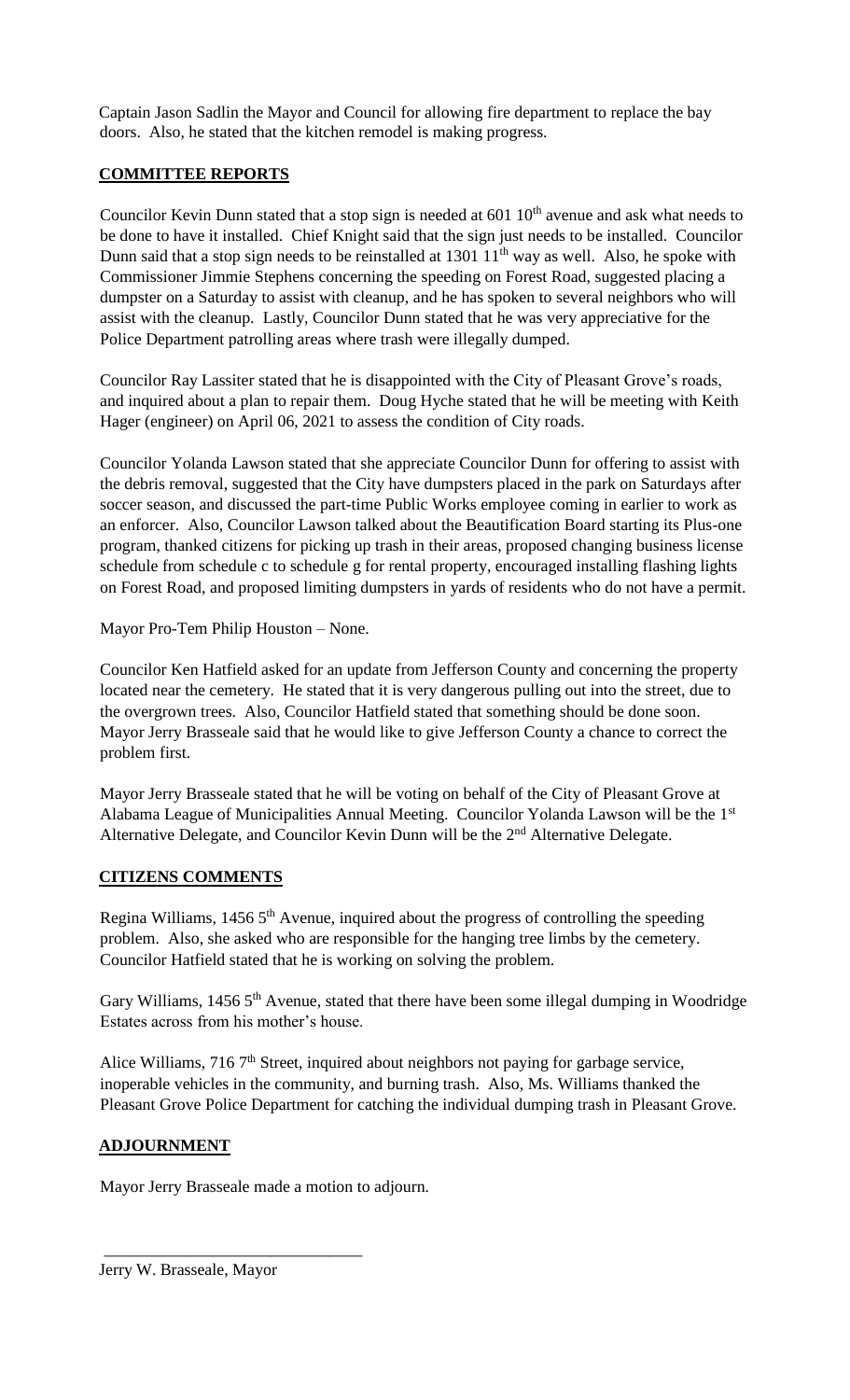Captain Jason Sadlin the Mayor and Council for allowing fire department to replace the bay doors. Also, he stated that the kitchen remodel is making progress.

## COMMITTEE REPORTS

Councilor Kevin Dunn stated that a stop sign is needed at 601 10th avenue and ask what needs to be done to have it installed. Chief Knight said that the sign just needs to be installed. Councilor Dunn said that a stop sign needs to be reinstalled at 1301 11th way as well. Also, he spoke with Commissioner Jimmie Stephens concerning the speeding on Forest Road, suggested placing a dumpster on a Saturday to assist with cleanup, and he has spoken to several neighbors who will assist with the cleanup. Lastly, Councilor Dunn stated that he was very appreciative for the Police Department patrolling areas where trash were illegally dumped.

Councilor Ray Lassiter stated that he is disappointed with the City of Pleasant Grove's roads, and inquired about a plan to repair them. Doug Hyche stated that he will be meeting with Keith Hager (engineer) on April 06, 2021 to assess the condition of City roads.

Councilor Yolanda Lawson stated that she appreciate Councilor Dunn for offering to assist with the debris removal, suggested that the City have dumpsters placed in the park on Saturdays after soccer season, and discussed the part-time Public Works employee coming in earlier to work as an enforcer. Also, Councilor Lawson talked about the Beautification Board starting its Plus-one program, thanked citizens for picking up trash in their areas, proposed changing business license schedule from schedule c to schedule g for rental property, encouraged installing flashing lights on Forest Road, and proposed limiting dumpsters in yards of residents who do not have a permit.

Mayor Pro-Tem Philip Houston – None.

Councilor Ken Hatfield asked for an update from Jefferson County and concerning the property located near the cemetery. He stated that it is very dangerous pulling out into the street, due to the overgrown trees. Also, Councilor Hatfield stated that something should be done soon. Mayor Jerry Brasseale said that he would like to give Jefferson County a chance to correct the problem first.

Mayor Jerry Brasseale stated that he will be voting on behalf of the City of Pleasant Grove at Alabama League of Municipalities Annual Meeting. Councilor Yolanda Lawson will be the 1st Alternative Delegate, and Councilor Kevin Dunn will be the 2nd Alternative Delegate.

## CITIZENS COMMENTS

Regina Williams, 1456 5th Avenue, inquired about the progress of controlling the speeding problem. Also, she asked who are responsible for the hanging tree limbs by the cemetery. Councilor Hatfield stated that he is working on solving the problem.

Gary Williams, 1456 5th Avenue, stated that there have been some illegal dumping in Woodridge Estates across from his mother's house.

Alice Williams, 716 7th Street, inquired about neighbors not paying for garbage service, inoperable vehicles in the community, and burning trash. Also, Ms. Williams thanked the Pleasant Grove Police Department for catching the individual dumping trash in Pleasant Grove.

## ADJOURNMENT

Mayor Jerry Brasseale made a motion to adjourn.

\_\_\_\_\_\_\_\_\_\_\_\_\_\_\_\_\_\_\_\_\_\_\_\_\_\_\_\_\_\_\_\_

Jerry W. Brasseale, Mayor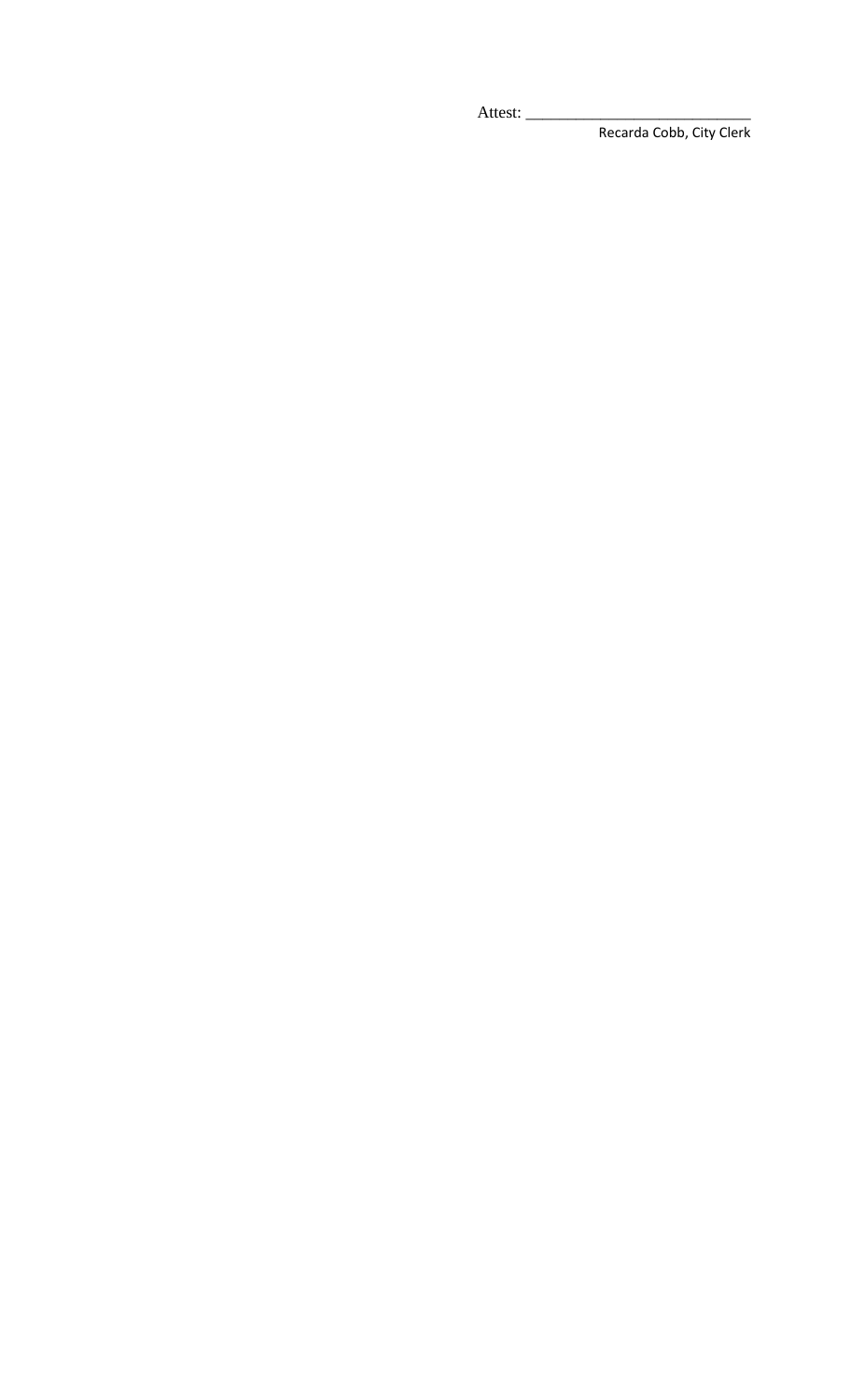Attest: ___________________________

Recarda Cobb, City Clerk